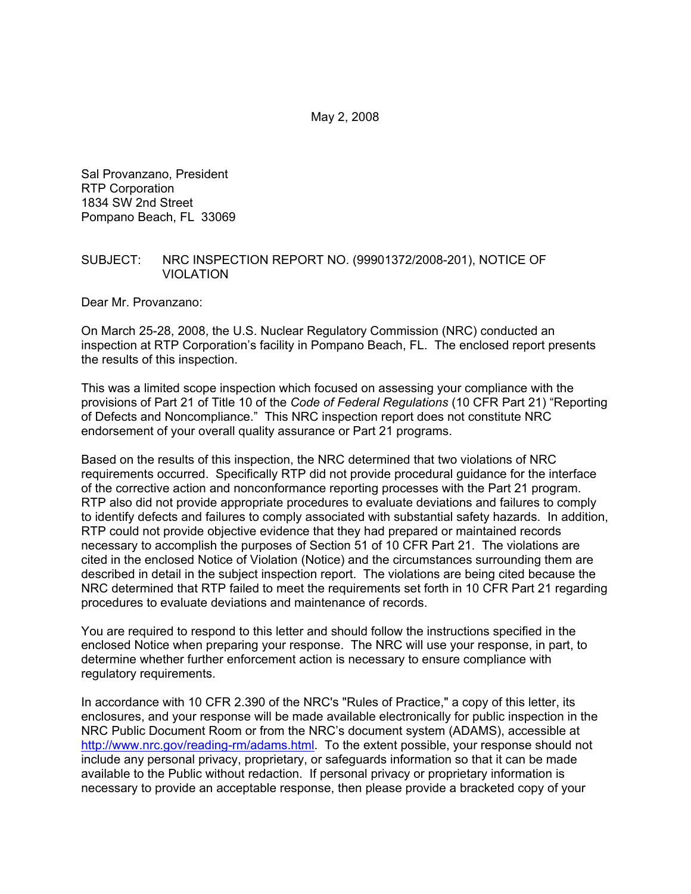May 2, 2008

Sal Provanzano, President
RTP Corporation
1834 SW 2nd Street
Pompano Beach, FL 33069

SUBJECT: NRC INSPECTION REPORT NO. (99901372/2008-201), NOTICE OF VIOLATION

Dear Mr. Provanzano:

On March 25-28, 2008, the U.S. Nuclear Regulatory Commission (NRC) conducted an inspection at RTP Corporation's facility in Pompano Beach, FL. The enclosed report presents the results of this inspection.

This was a limited scope inspection which focused on assessing your compliance with the provisions of Part 21 of Title 10 of the *Code of Federal Regulations* (10 CFR Part 21) "Reporting of Defects and Noncompliance." This NRC inspection report does not constitute NRC endorsement of your overall quality assurance or Part 21 programs.

Based on the results of this inspection, the NRC determined that two violations of NRC requirements occurred. Specifically RTP did not provide procedural guidance for the interface of the corrective action and nonconformance reporting processes with the Part 21 program. RTP also did not provide appropriate procedures to evaluate deviations and failures to comply to identify defects and failures to comply associated with substantial safety hazards. In addition, RTP could not provide objective evidence that they had prepared or maintained records necessary to accomplish the purposes of Section 51 of 10 CFR Part 21. The violations are cited in the enclosed Notice of Violation (Notice) and the circumstances surrounding them are described in detail in the subject inspection report. The violations are being cited because the NRC determined that RTP failed to meet the requirements set forth in 10 CFR Part 21 regarding procedures to evaluate deviations and maintenance of records.

You are required to respond to this letter and should follow the instructions specified in the enclosed Notice when preparing your response. The NRC will use your response, in part, to determine whether further enforcement action is necessary to ensure compliance with regulatory requirements.

In accordance with 10 CFR 2.390 of the NRC's "Rules of Practice," a copy of this letter, its enclosures, and your response will be made available electronically for public inspection in the NRC Public Document Room or from the NRC's document system (ADAMS), accessible at http://www.nrc.gov/reading-rm/adams.html. To the extent possible, your response should not include any personal privacy, proprietary, or safeguards information so that it can be made available to the Public without redaction. If personal privacy or proprietary information is necessary to provide an acceptable response, then please provide a bracketed copy of your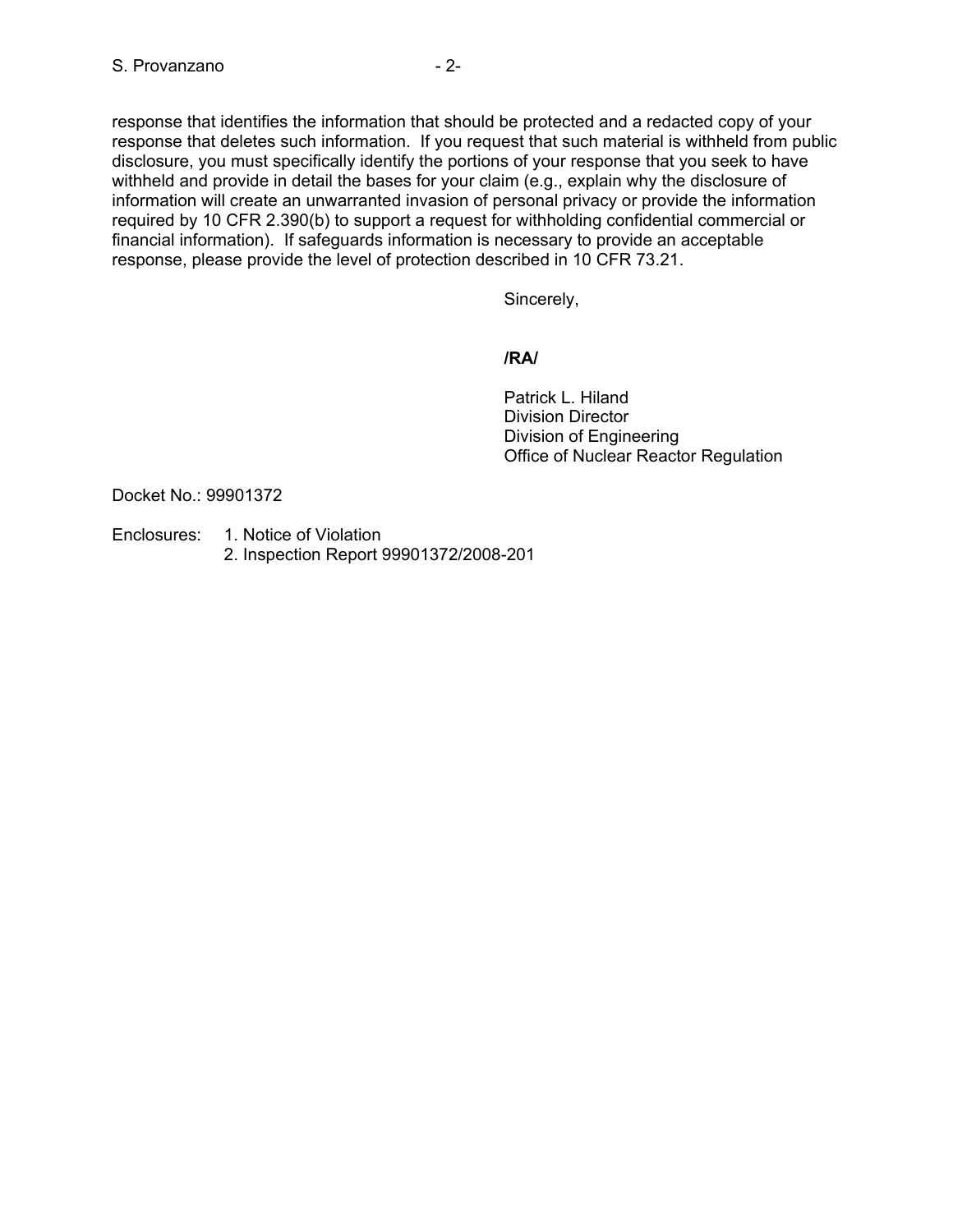response that identifies the information that should be protected and a redacted copy of your response that deletes such information. If you request that such material is withheld from public disclosure, you must specifically identify the portions of your response that you seek to have withheld and provide in detail the bases for your claim (e.g., explain why the disclosure of information will create an unwarranted invasion of personal privacy or provide the information required by 10 CFR 2.390(b) to support a request for withholding confidential commercial or financial information). If safeguards information is necessary to provide an acceptable response, please provide the level of protection described in 10 CFR 73.21.

Sincerely,

**/RA/**

Patrick L. Hiland
Division Director
Division of Engineering
Office of Nuclear Reactor Regulation

Docket No.: 99901372

Enclosures:
1. Notice of Violation
2. Inspection Report 99901372/2008-201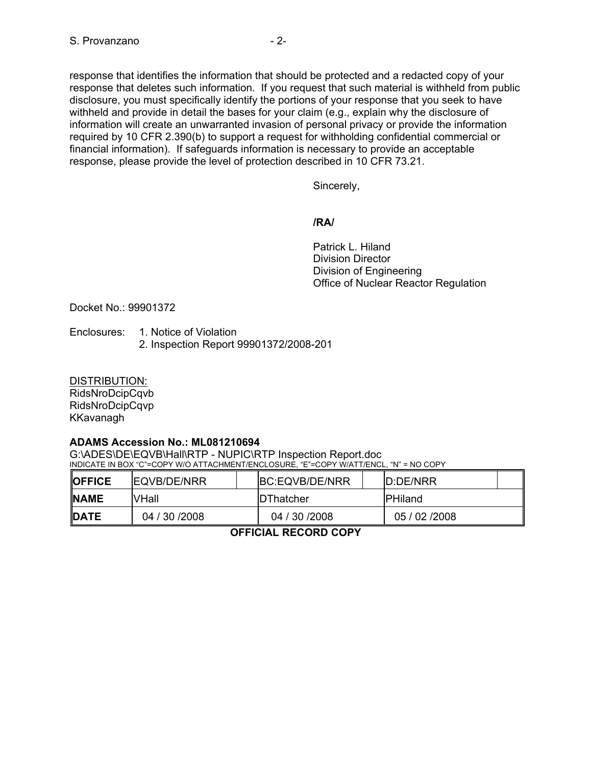response that identifies the information that should be protected and a redacted copy of your response that deletes such information. If you request that such material is withheld from public disclosure, you must specifically identify the portions of your response that you seek to have withheld and provide in detail the bases for your claim (e.g., explain why the disclosure of information will create an unwarranted invasion of personal privacy or provide the information required by 10 CFR 2.390(b) to support a request for withholding confidential commercial or financial information). If safeguards information is necessary to provide an acceptable response, please provide the level of protection described in 10 CFR 73.21.

Sincerely,

**/RA/**

Patrick L. Hiland
Division Director
Division of Engineering
Office of Nuclear Reactor Regulation

Docket No.: 99901372

Enclosures: 1. Notice of Violation
2. Inspection Report 99901372/2008-201

DISTRIBUTION:
RidsNroDcipCqvb
RidsNroDcipCqvp
KKavanagh

**ADAMS Accession No.: ML081210694**
G:\ADES\DE\EQVB\Hall\RTP - NUPIC\RTP Inspection Report.doc
INDICATE IN BOX "C"=COPY W/O ATTACHMENT/ENCLOSURE, "E"=COPY W/ATT/ENCL, "N" = NO COPY

| **OFFICE** | EQVB/DE/NRR | | BC:EQVB/DE/NRR | | D:DE/NRR | |
|---|---|---|---|---|---|---|
| **NAME** | VHall | | DThatcher | | PHiland | |
| **DATE** | 04 / 30 /2008 | | 04 / 30 /2008 | | 05 / 02 /2008 | |

**OFFICIAL RECORD COPY**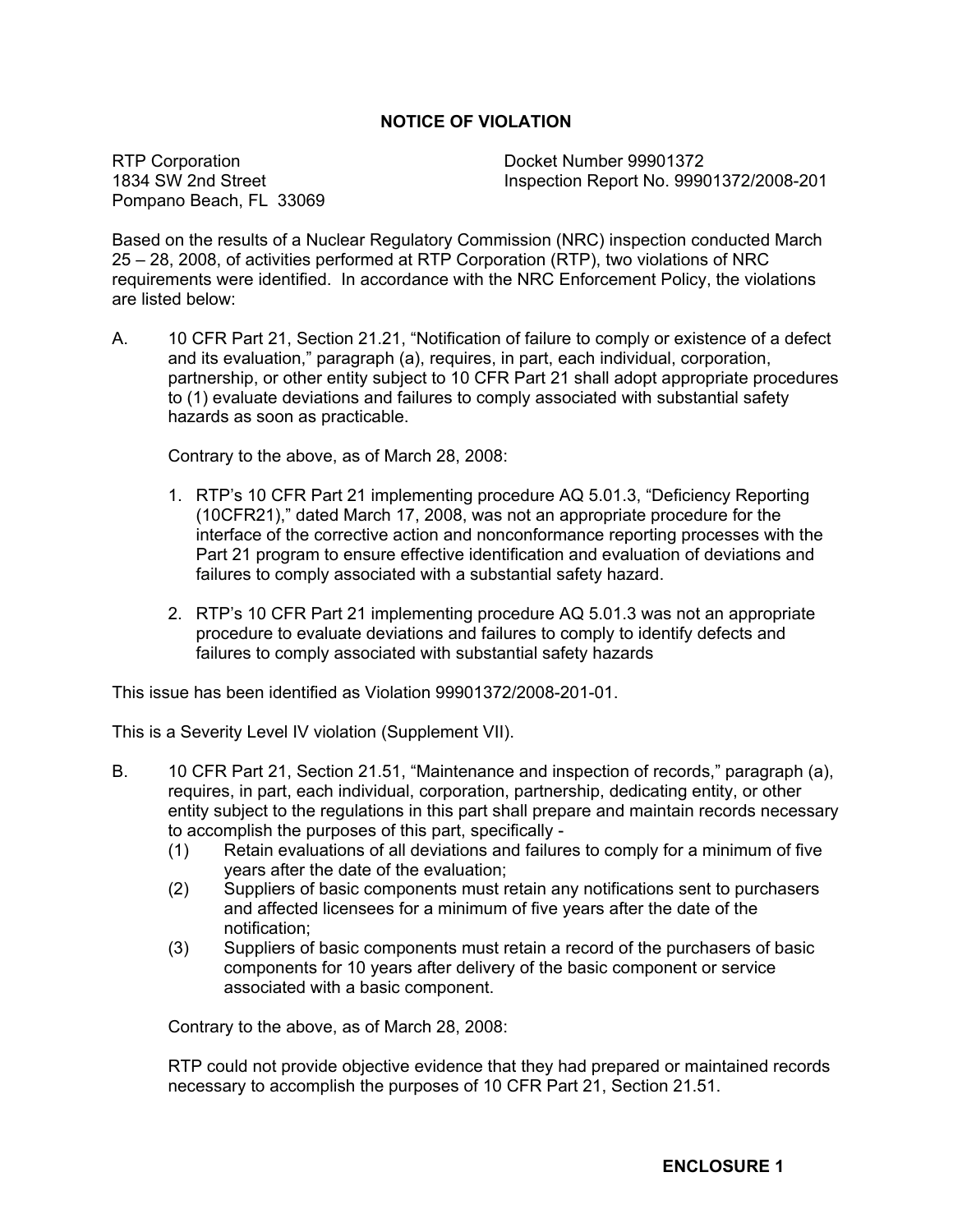## NOTICE OF VIOLATION

RTP Corporation
1834 SW 2nd Street
Pompano Beach, FL 33069

Docket Number 99901372
Inspection Report No. 99901372/2008-201

Based on the results of a Nuclear Regulatory Commission (NRC) inspection conducted March 25 – 28, 2008, of activities performed at RTP Corporation (RTP), two violations of NRC requirements were identified. In accordance with the NRC Enforcement Policy, the violations are listed below:

A. 10 CFR Part 21, Section 21.21, "Notification of failure to comply or existence of a defect and its evaluation," paragraph (a), requires, in part, each individual, corporation, partnership, or other entity subject to 10 CFR Part 21 shall adopt appropriate procedures to (1) evaluate deviations and failures to comply associated with substantial safety hazards as soon as practicable.

   Contrary to the above, as of March 28, 2008:

   1. RTP's 10 CFR Part 21 implementing procedure AQ 5.01.3, "Deficiency Reporting (10CFR21)," dated March 17, 2008, was not an appropriate procedure for the interface of the corrective action and nonconformance reporting processes with the Part 21 program to ensure effective identification and evaluation of deviations and failures to comply associated with a substantial safety hazard.

   2. RTP's 10 CFR Part 21 implementing procedure AQ 5.01.3 was not an appropriate procedure to evaluate deviations and failures to comply to identify defects and failures to comply associated with substantial safety hazards

This issue has been identified as Violation 99901372/2008-201-01.

This is a Severity Level IV violation (Supplement VII).

B. 10 CFR Part 21, Section 21.51, "Maintenance and inspection of records," paragraph (a), requires, in part, each individual, corporation, partnership, dedicating entity, or other entity subject to the regulations in this part shall prepare and maintain records necessary to accomplish the purposes of this part, specifically -

   (1) Retain evaluations of all deviations and failures to comply for a minimum of five years after the date of the evaluation;
   (2) Suppliers of basic components must retain any notifications sent to purchasers and affected licensees for a minimum of five years after the date of the notification;
   (3) Suppliers of basic components must retain a record of the purchasers of basic components for 10 years after delivery of the basic component or service associated with a basic component.

   Contrary to the above, as of March 28, 2008:

   RTP could not provide objective evidence that they had prepared or maintained records necessary to accomplish the purposes of 10 CFR Part 21, Section 21.51.

**ENCLOSURE 1**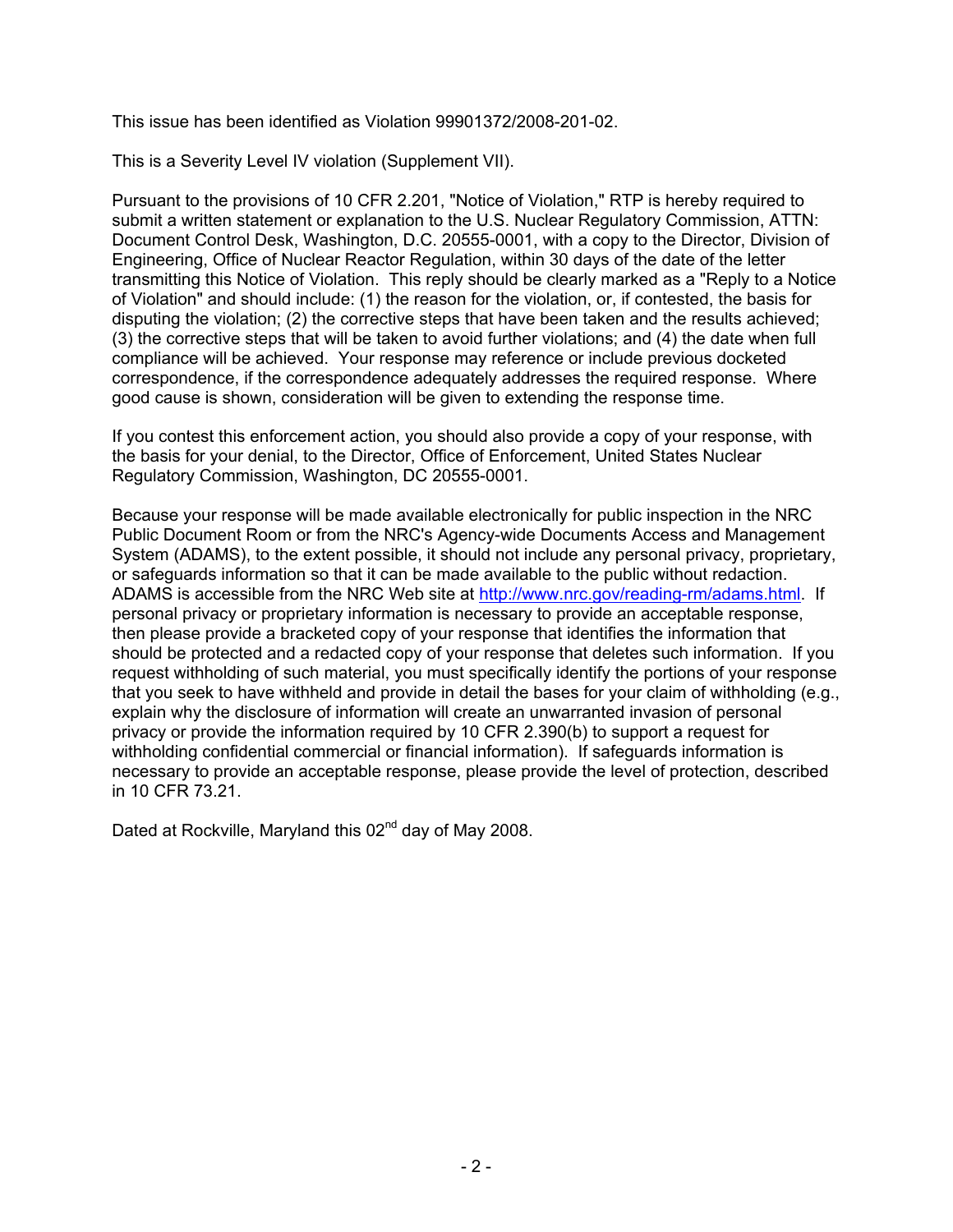This issue has been identified as Violation 99901372/2008-201-02.

This is a Severity Level IV violation (Supplement VII).

Pursuant to the provisions of 10 CFR 2.201, "Notice of Violation," RTP is hereby required to submit a written statement or explanation to the U.S. Nuclear Regulatory Commission, ATTN: Document Control Desk, Washington, D.C. 20555-0001, with a copy to the Director, Division of Engineering, Office of Nuclear Reactor Regulation, within 30 days of the date of the letter transmitting this Notice of Violation. This reply should be clearly marked as a "Reply to a Notice of Violation" and should include: (1) the reason for the violation, or, if contested, the basis for disputing the violation; (2) the corrective steps that have been taken and the results achieved; (3) the corrective steps that will be taken to avoid further violations; and (4) the date when full compliance will be achieved. Your response may reference or include previous docketed correspondence, if the correspondence adequately addresses the required response. Where good cause is shown, consideration will be given to extending the response time.

If you contest this enforcement action, you should also provide a copy of your response, with the basis for your denial, to the Director, Office of Enforcement, United States Nuclear Regulatory Commission, Washington, DC 20555-0001.

Because your response will be made available electronically for public inspection in the NRC Public Document Room or from the NRC's Agency-wide Documents Access and Management System (ADAMS), to the extent possible, it should not include any personal privacy, proprietary, or safeguards information so that it can be made available to the public without redaction. ADAMS is accessible from the NRC Web site at http://www.nrc.gov/reading-rm/adams.html. If personal privacy or proprietary information is necessary to provide an acceptable response, then please provide a bracketed copy of your response that identifies the information that should be protected and a redacted copy of your response that deletes such information. If you request withholding of such material, you must specifically identify the portions of your response that you seek to have withheld and provide in detail the bases for your claim of withholding (e.g., explain why the disclosure of information will create an unwarranted invasion of personal privacy or provide the information required by 10 CFR 2.390(b) to support a request for withholding confidential commercial or financial information). If safeguards information is necessary to provide an acceptable response, please provide the level of protection, described in 10 CFR 73.21.

Dated at Rockville, Maryland this 02nd day of May 2008.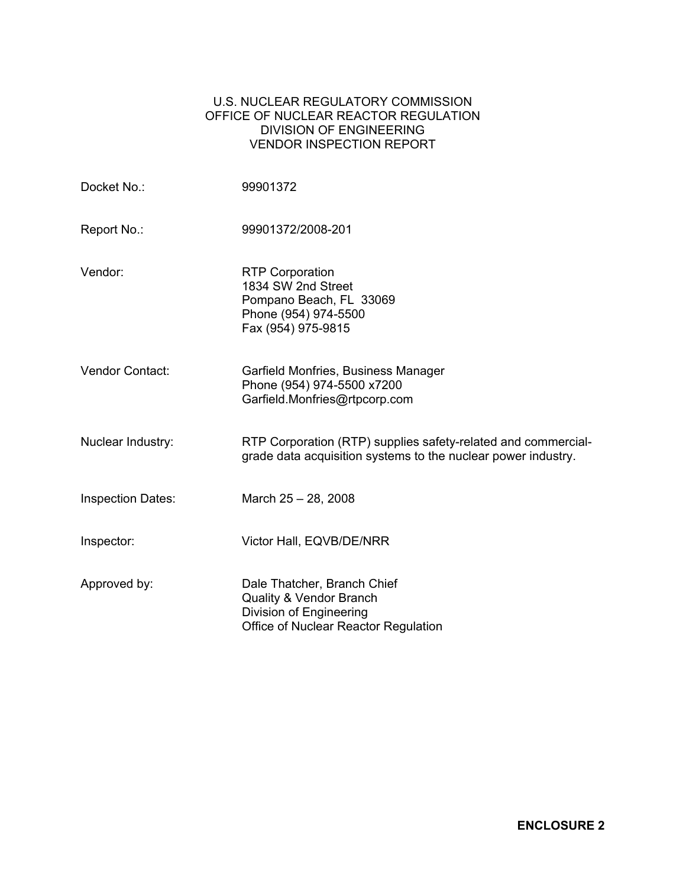U.S. NUCLEAR REGULATORY COMMISSION
OFFICE OF NUCLEAR REACTOR REGULATION
DIVISION OF ENGINEERING
VENDOR INSPECTION REPORT

| | |
|---|---|
| Docket No.: | 99901372 |
| Report No.: | 99901372/2008-201 |
| Vendor: | RTP Corporation<br>1834 SW 2nd Street<br>Pompano Beach, FL 33069<br>Phone (954) 974-5500<br>Fax (954) 975-9815 |
| Vendor Contact: | Garfield Monfries, Business Manager<br>Phone (954) 974-5500 x7200<br>Garfield.Monfries@rtpcorp.com |
| Nuclear Industry: | RTP Corporation (RTP) supplies safety-related and commercial-grade data acquisition systems to the nuclear power industry. |
| Inspection Dates: | March 25 – 28, 2008 |
| Inspector: | Victor Hall, EQVB/DE/NRR |
| Approved by: | Dale Thatcher, Branch Chief<br>Quality & Vendor Branch<br>Division of Engineering<br>Office of Nuclear Reactor Regulation |

**ENCLOSURE 2**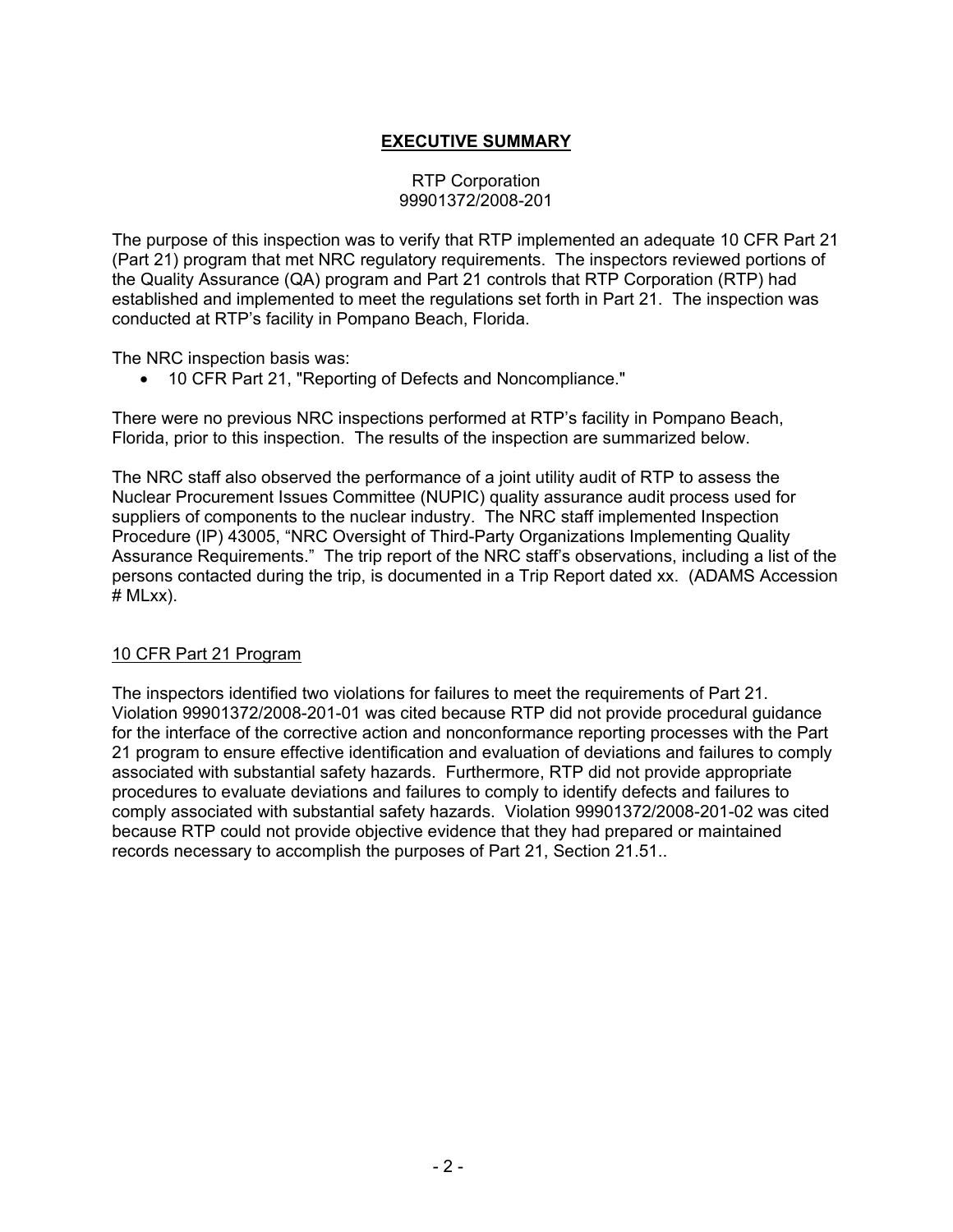# EXECUTIVE SUMMARY

RTP Corporation
99901372/2008-201

The purpose of this inspection was to verify that RTP implemented an adequate 10 CFR Part 21 (Part 21) program that met NRC regulatory requirements. The inspectors reviewed portions of the Quality Assurance (QA) program and Part 21 controls that RTP Corporation (RTP) had established and implemented to meet the regulations set forth in Part 21. The inspection was conducted at RTP's facility in Pompano Beach, Florida.

The NRC inspection basis was:

- 10 CFR Part 21, "Reporting of Defects and Noncompliance."

There were no previous NRC inspections performed at RTP's facility in Pompano Beach, Florida, prior to this inspection. The results of the inspection are summarized below.

The NRC staff also observed the performance of a joint utility audit of RTP to assess the Nuclear Procurement Issues Committee (NUPIC) quality assurance audit process used for suppliers of components to the nuclear industry. The NRC staff implemented Inspection Procedure (IP) 43005, "NRC Oversight of Third-Party Organizations Implementing Quality Assurance Requirements." The trip report of the NRC staff's observations, including a list of the persons contacted during the trip, is documented in a Trip Report dated xx. (ADAMS Accession # MLxx).

## 10 CFR Part 21 Program

The inspectors identified two violations for failures to meet the requirements of Part 21. Violation 99901372/2008-201-01 was cited because RTP did not provide procedural guidance for the interface of the corrective action and nonconformance reporting processes with the Part 21 program to ensure effective identification and evaluation of deviations and failures to comply associated with substantial safety hazards. Furthermore, RTP did not provide appropriate procedures to evaluate deviations and failures to comply to identify defects and failures to comply associated with substantial safety hazards. Violation 99901372/2008-201-02 was cited because RTP could not provide objective evidence that they had prepared or maintained records necessary to accomplish the purposes of Part 21, Section 21.51..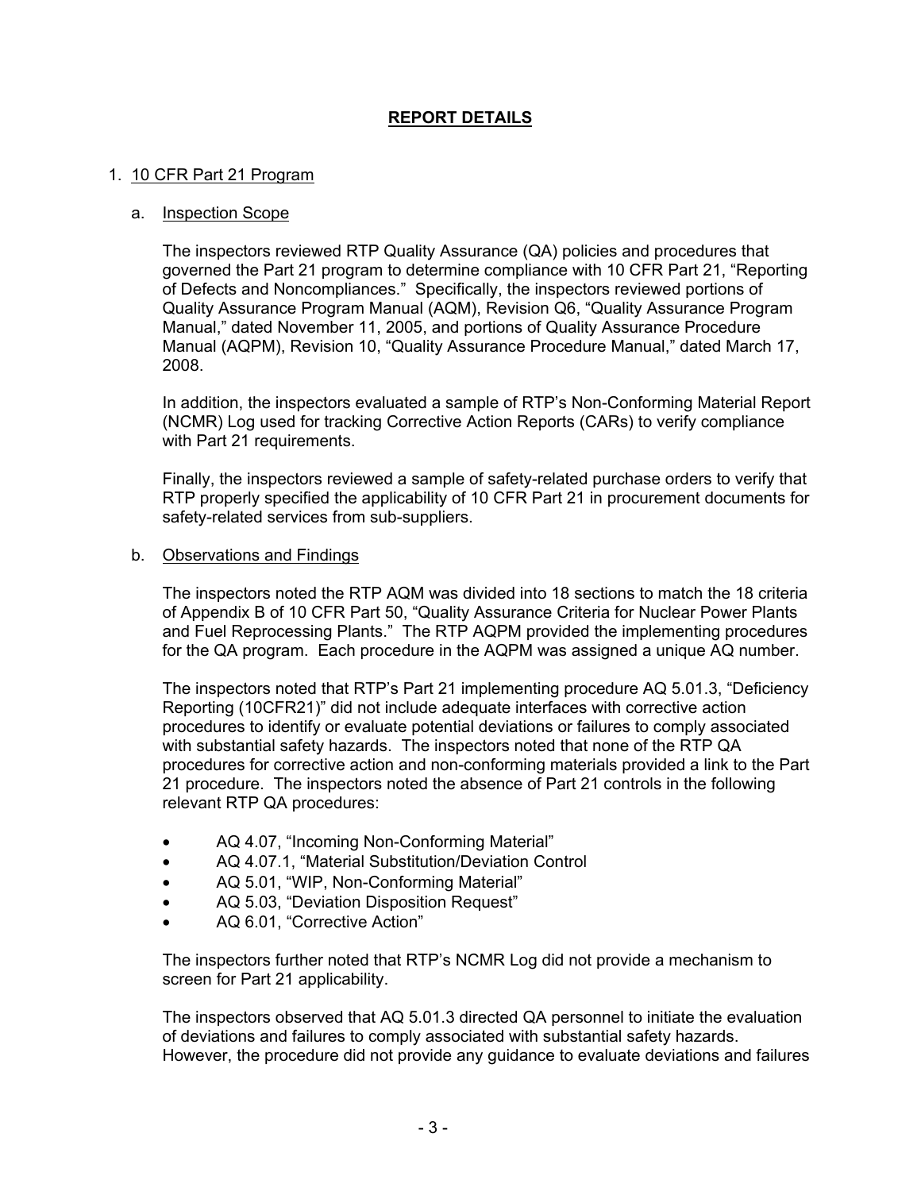## REPORT DETAILS

1. 10 CFR Part 21 Program

   a. Inspection Scope

   The inspectors reviewed RTP Quality Assurance (QA) policies and procedures that governed the Part 21 program to determine compliance with 10 CFR Part 21, "Reporting of Defects and Noncompliances." Specifically, the inspectors reviewed portions of Quality Assurance Program Manual (AQM), Revision Q6, "Quality Assurance Program Manual," dated November 11, 2005, and portions of Quality Assurance Procedure Manual (AQPM), Revision 10, "Quality Assurance Procedure Manual," dated March 17, 2008.

   In addition, the inspectors evaluated a sample of RTP's Non-Conforming Material Report (NCMR) Log used for tracking Corrective Action Reports (CARs) to verify compliance with Part 21 requirements.

   Finally, the inspectors reviewed a sample of safety-related purchase orders to verify that RTP properly specified the applicability of 10 CFR Part 21 in procurement documents for safety-related services from sub-suppliers.

   b. Observations and Findings

   The inspectors noted the RTP AQM was divided into 18 sections to match the 18 criteria of Appendix B of 10 CFR Part 50, "Quality Assurance Criteria for Nuclear Power Plants and Fuel Reprocessing Plants." The RTP AQPM provided the implementing procedures for the QA program. Each procedure in the AQPM was assigned a unique AQ number.

   The inspectors noted that RTP's Part 21 implementing procedure AQ 5.01.3, "Deficiency Reporting (10CFR21)" did not include adequate interfaces with corrective action procedures to identify or evaluate potential deviations or failures to comply associated with substantial safety hazards. The inspectors noted that none of the RTP QA procedures for corrective action and non-conforming materials provided a link to the Part 21 procedure. The inspectors noted the absence of Part 21 controls in the following relevant RTP QA procedures:

   - AQ 4.07, "Incoming Non-Conforming Material"
   - AQ 4.07.1, "Material Substitution/Deviation Control
   - AQ 5.01, "WIP, Non-Conforming Material"
   - AQ 5.03, "Deviation Disposition Request"
   - AQ 6.01, "Corrective Action"

   The inspectors further noted that RTP's NCMR Log did not provide a mechanism to screen for Part 21 applicability.

   The inspectors observed that AQ 5.01.3 directed QA personnel to initiate the evaluation of deviations and failures to comply associated with substantial safety hazards. However, the procedure did not provide any guidance to evaluate deviations and failures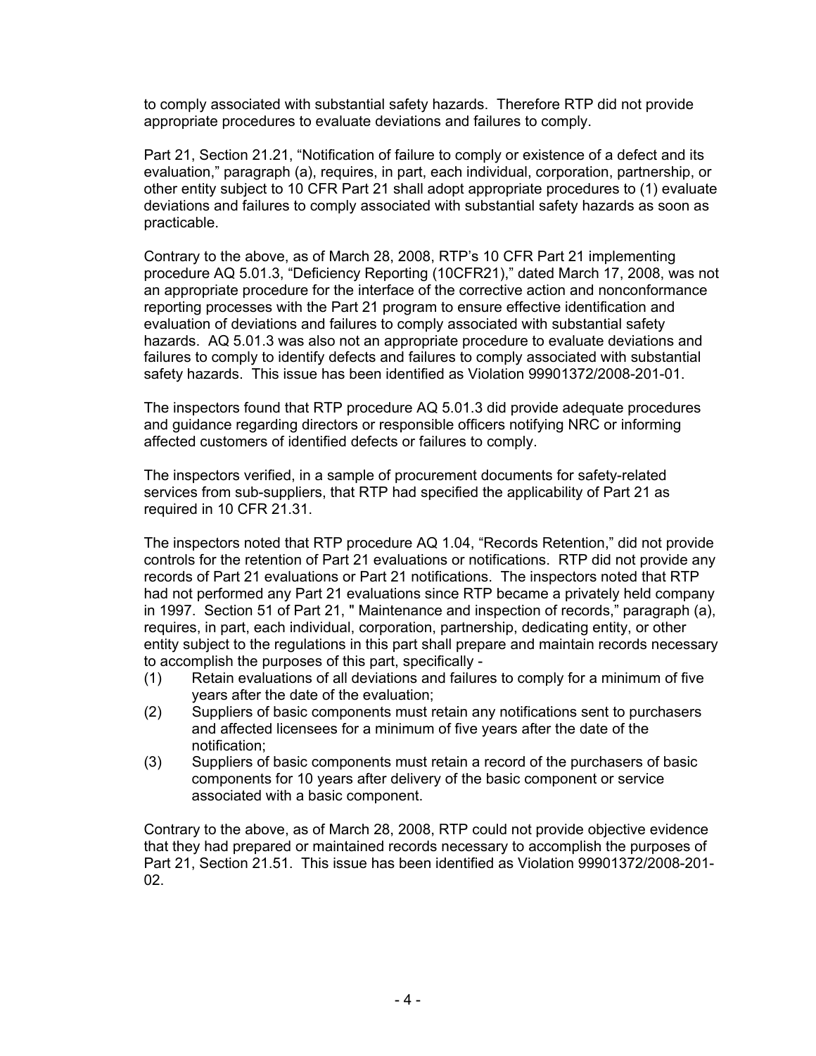to comply associated with substantial safety hazards. Therefore RTP did not provide appropriate procedures to evaluate deviations and failures to comply.

Part 21, Section 21.21, “Notification of failure to comply or existence of a defect and its evaluation,” paragraph (a), requires, in part, each individual, corporation, partnership, or other entity subject to 10 CFR Part 21 shall adopt appropriate procedures to (1) evaluate deviations and failures to comply associated with substantial safety hazards as soon as practicable.

Contrary to the above, as of March 28, 2008, RTP's 10 CFR Part 21 implementing procedure AQ 5.01.3, “Deficiency Reporting (10CFR21),” dated March 17, 2008, was not an appropriate procedure for the interface of the corrective action and nonconformance reporting processes with the Part 21 program to ensure effective identification and evaluation of deviations and failures to comply associated with substantial safety hazards. AQ 5.01.3 was also not an appropriate procedure to evaluate deviations and failures to comply to identify defects and failures to comply associated with substantial safety hazards. This issue has been identified as Violation 99901372/2008-201-01.

The inspectors found that RTP procedure AQ 5.01.3 did provide adequate procedures and guidance regarding directors or responsible officers notifying NRC or informing affected customers of identified defects or failures to comply.

The inspectors verified, in a sample of procurement documents for safety-related services from sub-suppliers, that RTP had specified the applicability of Part 21 as required in 10 CFR 21.31.

The inspectors noted that RTP procedure AQ 1.04, “Records Retention,” did not provide controls for the retention of Part 21 evaluations or notifications. RTP did not provide any records of Part 21 evaluations or Part 21 notifications. The inspectors noted that RTP had not performed any Part 21 evaluations since RTP became a privately held company in 1997. Section 51 of Part 21, " Maintenance and inspection of records," paragraph (a), requires, in part, each individual, corporation, partnership, dedicating entity, or other entity subject to the regulations in this part shall prepare and maintain records necessary to accomplish the purposes of this part, specifically -

(1) Retain evaluations of all deviations and failures to comply for a minimum of five years after the date of the evaluation;
(2) Suppliers of basic components must retain any notifications sent to purchasers and affected licensees for a minimum of five years after the date of the notification;
(3) Suppliers of basic components must retain a record of the purchasers of basic components for 10 years after delivery of the basic component or service associated with a basic component.

Contrary to the above, as of March 28, 2008, RTP could not provide objective evidence that they had prepared or maintained records necessary to accomplish the purposes of Part 21, Section 21.51. This issue has been identified as Violation 99901372/2008-201-02.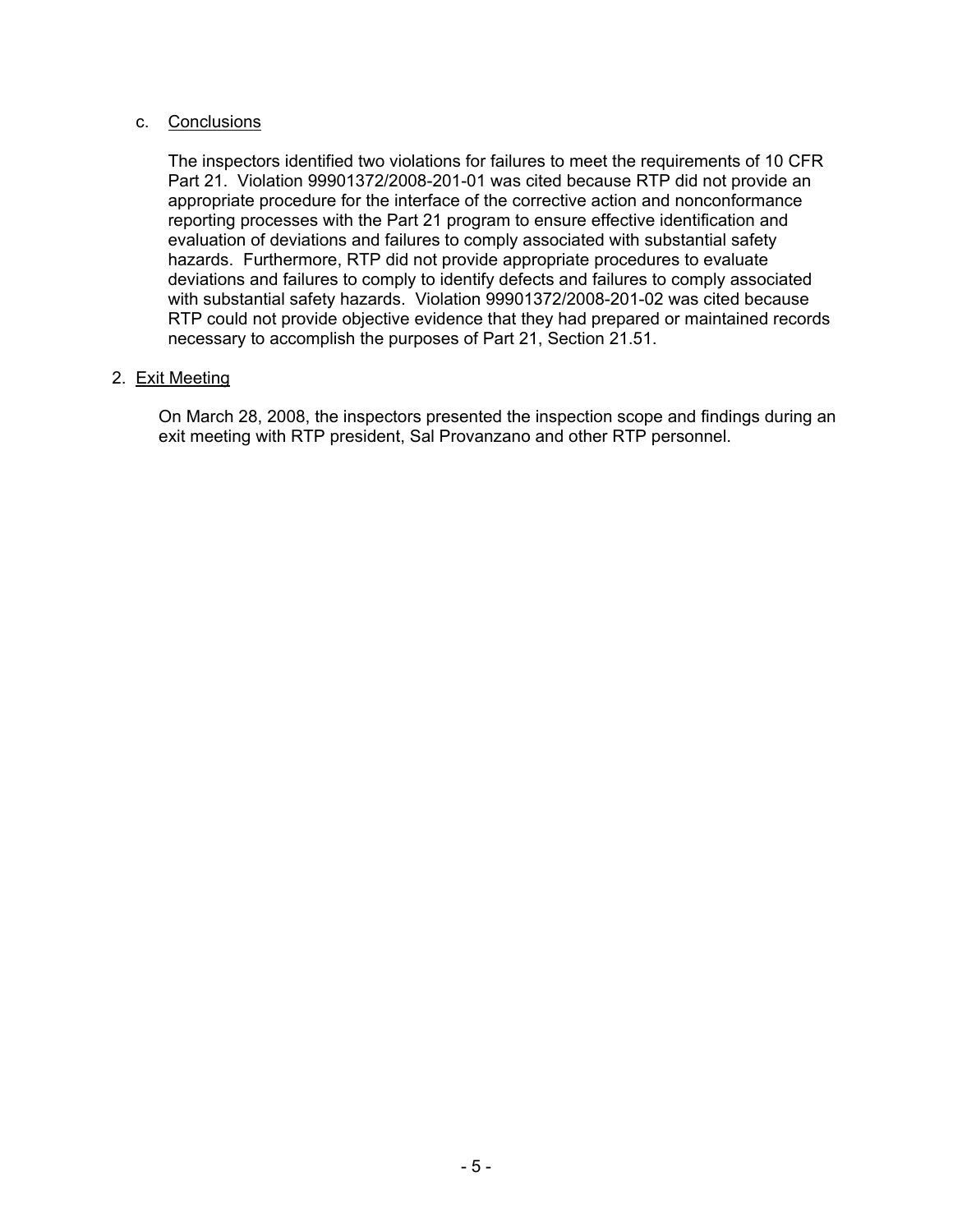c. Conclusions

The inspectors identified two violations for failures to meet the requirements of 10 CFR Part 21. Violation 99901372/2008-201-01 was cited because RTP did not provide an appropriate procedure for the interface of the corrective action and nonconformance reporting processes with the Part 21 program to ensure effective identification and evaluation of deviations and failures to comply associated with substantial safety hazards. Furthermore, RTP did not provide appropriate procedures to evaluate deviations and failures to comply to identify defects and failures to comply associated with substantial safety hazards. Violation 99901372/2008-201-02 was cited because RTP could not provide objective evidence that they had prepared or maintained records necessary to accomplish the purposes of Part 21, Section 21.51.

2. Exit Meeting

On March 28, 2008, the inspectors presented the inspection scope and findings during an exit meeting with RTP president, Sal Provanzano and other RTP personnel.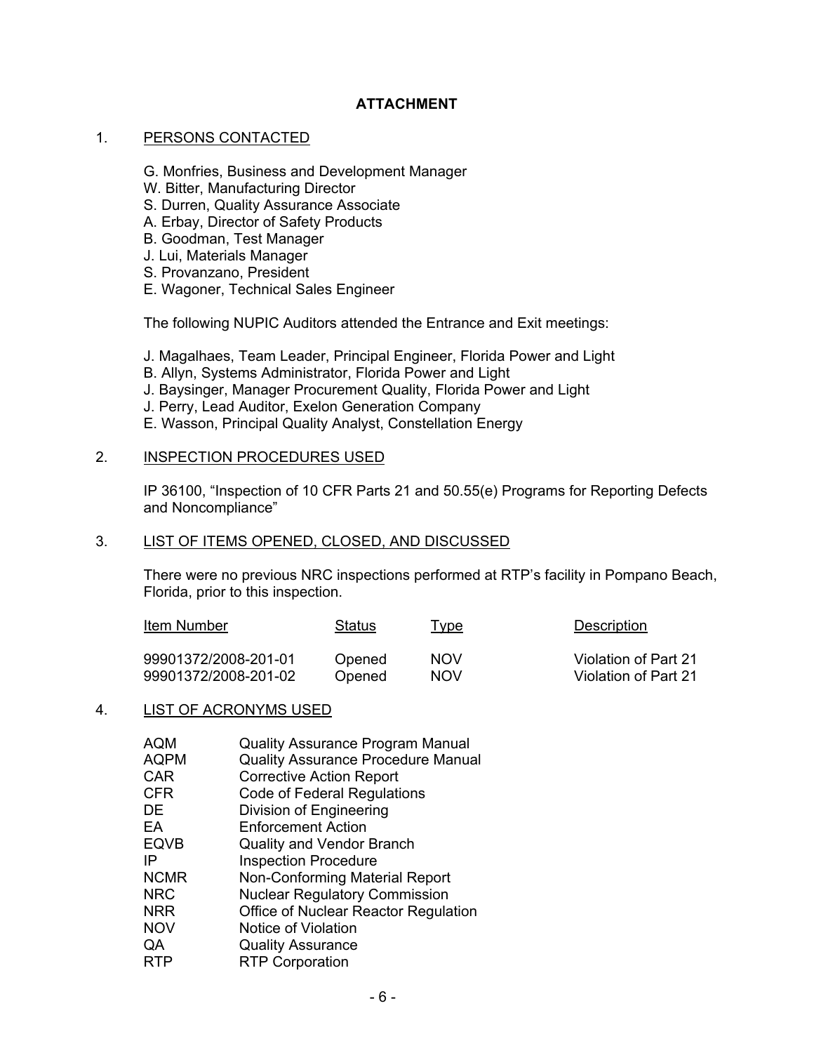# ATTACHMENT

## 1. PERSONS CONTACTED

G. Monfries, Business and Development Manager
W. Bitter, Manufacturing Director
S. Durren, Quality Assurance Associate
A. Erbay, Director of Safety Products
B. Goodman, Test Manager
J. Lui, Materials Manager
S. Provanzano, President
E. Wagoner, Technical Sales Engineer

The following NUPIC Auditors attended the Entrance and Exit meetings:

J. Magalhaes, Team Leader, Principal Engineer, Florida Power and Light
B. Allyn, Systems Administrator, Florida Power and Light
J. Baysinger, Manager Procurement Quality, Florida Power and Light
J. Perry, Lead Auditor, Exelon Generation Company
E. Wasson, Principal Quality Analyst, Constellation Energy

## 2. INSPECTION PROCEDURES USED

IP 36100, "Inspection of 10 CFR Parts 21 and 50.55(e) Programs for Reporting Defects and Noncompliance"

## 3. LIST OF ITEMS OPENED, CLOSED, AND DISCUSSED

There were no previous NRC inspections performed at RTP's facility in Pompano Beach, Florida, prior to this inspection.

| Item Number | Status | Type | Description |
|---|---|---|---|
| 99901372/2008-201-01 | Opened | NOV | Violation of Part 21 |
| 99901372/2008-201-02 | Opened | NOV | Violation of Part 21 |

## 4. LIST OF ACRONYMS USED

| | |
|---|---|
| AQM | Quality Assurance Program Manual |
| AQPM | Quality Assurance Procedure Manual |
| CAR | Corrective Action Report |
| CFR | Code of Federal Regulations |
| DE | Division of Engineering |
| EA | Enforcement Action |
| EQVB | Quality and Vendor Branch |
| IP | Inspection Procedure |
| NCMR | Non-Conforming Material Report |
| NRC | Nuclear Regulatory Commission |
| NRR | Office of Nuclear Reactor Regulation |
| NOV | Notice of Violation |
| QA | Quality Assurance |
| RTP | RTP Corporation |